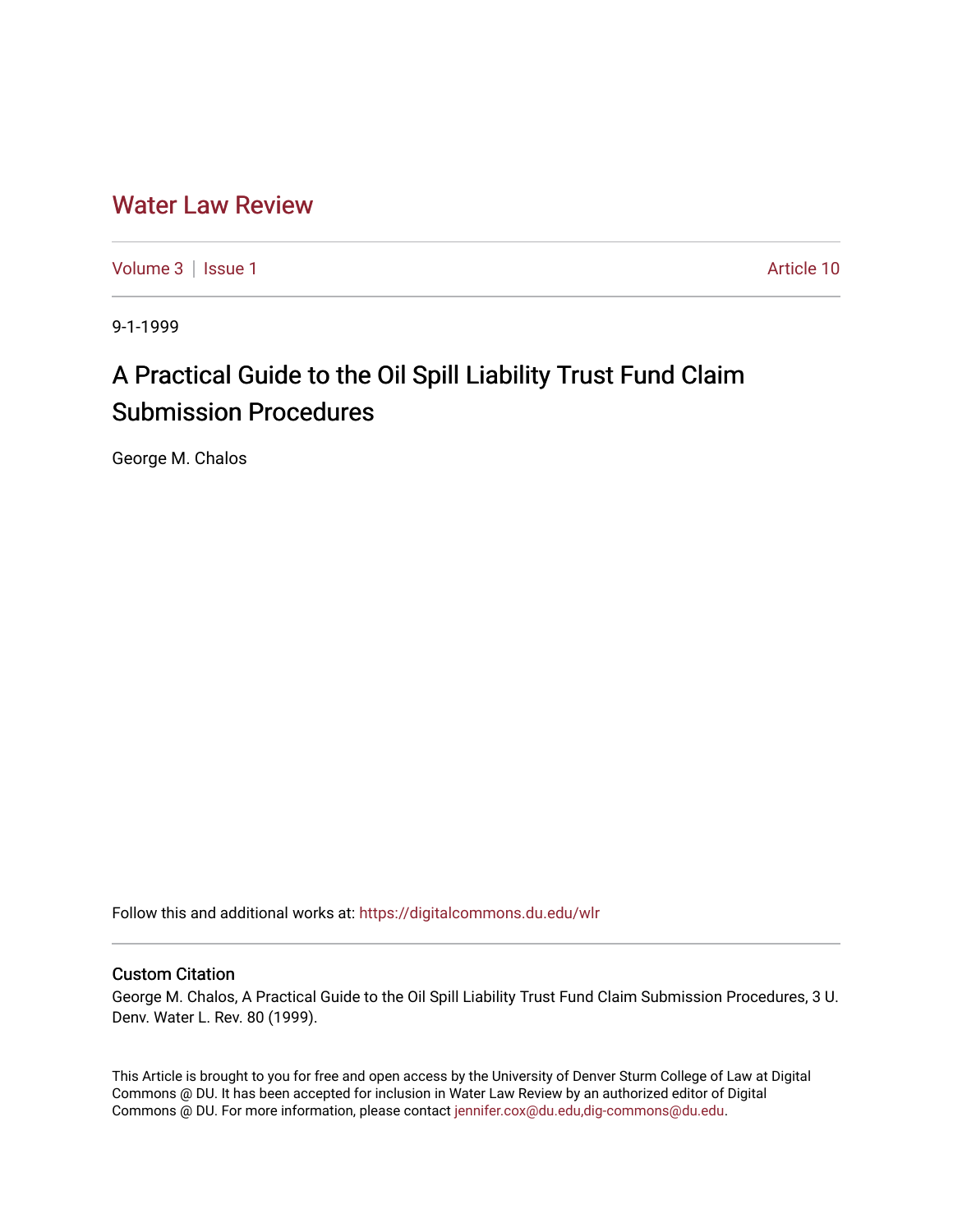# Water Law Review

Volume 3 | Issue 1 Article 10

9-1-1999

## A Practical Guide to the Oil Spill Liability Trust Fund Claim Submission Procedures

George M. Chalos

Follow this and additional works at: https://digitalcommons.du.edu/wlr

### Custom Citation

George M. Chalos, A Practical Guide to the Oil Spill Liability Trust Fund Claim Submission Procedures, 3 U. Denv. Water L. Rev. 80 (1999).

This Article is brought to you for free and open access by the University of Denver Sturm College of Law at Digital Commons @ DU. It has been accepted for inclusion in Water Law Review by an authorized editor of Digital Commons @ DU. For more information, please contact jennifer.cox@du.edu,dig-commons@du.edu.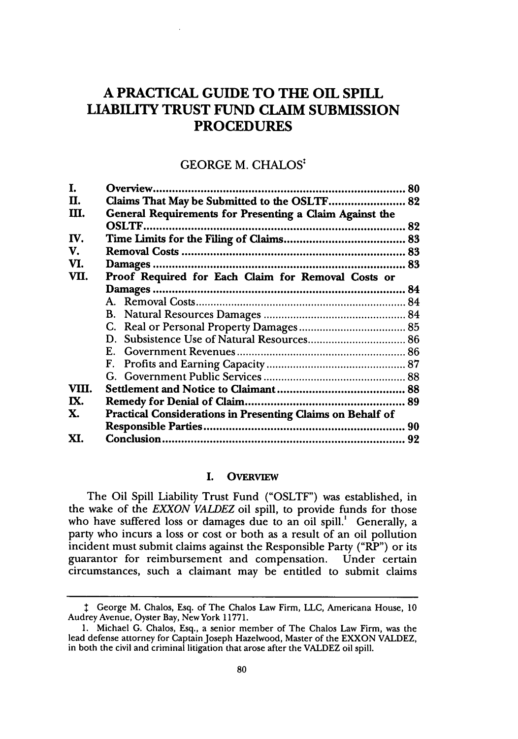# A PRACTICAL GUIDE TO THE OIL SPILL LIABILITY TRUST FUND CLAIM SUBMISSION PROCEDURES

GEORGE M. CHALOS[‡]

| | | |
|---|---|---|
| I. | **Overview** | 80 |
| II. | **Claims That May be Submitted to the OSLTF** | 82 |
| III. | **General Requirements for Presenting a Claim Against the OSLTF** | 82 |
| IV. | **Time Limits for the Filing of Claims** | 83 |
| V. | **Removal Costs** | 83 |
| VI. | **Damages** | 83 |
| VII. | **Proof Required for Each Claim for Removal Costs or Damages** | 84 |
| | A. Removal Costs | 84 |
| | B. Natural Resources Damages | 84 |
| | C. Real or Personal Property Damages | 85 |
| | D. Subsistence Use of Natural Resources | 86 |
| | E. Government Revenues | 86 |
| | F. Profits and Earning Capacity | 87 |
| | G. Government Public Services | 88 |
| VIII. | **Settlement and Notice to Claimant** | 88 |
| IX. | **Remedy for Denial of Claim** | 89 |
| X. | **Practical Considerations in Presenting Claims on Behalf of Responsible Parties** | 90 |
| XI. | **Conclusion** | 92 |

## I. OVERVIEW

The Oil Spill Liability Trust Fund ("OSLTF") was established, in the wake of the *EXXON VALDEZ* oil spill, to provide funds for those who have suffered loss or damages due to an oil spill.[1] Generally, a party who incurs a loss or cost or both as a result of an oil pollution incident must submit claims against the Responsible Party ("RP") or its guarantor for reimbursement and compensation. Under certain circumstances, such a claimant may be entitled to submit claims

---

‡ George M. Chalos, Esq. of The Chalos Law Firm, LLC, Americana House, 10 Audrey Avenue, Oyster Bay, New York 11771.

1. Michael G. Chalos, Esq., a senior member of The Chalos Law Firm, was the lead defense attorney for Captain Joseph Hazelwood, Master of the EXXON VALDEZ, in both the civil and criminal litigation that arose after the VALDEZ oil spill.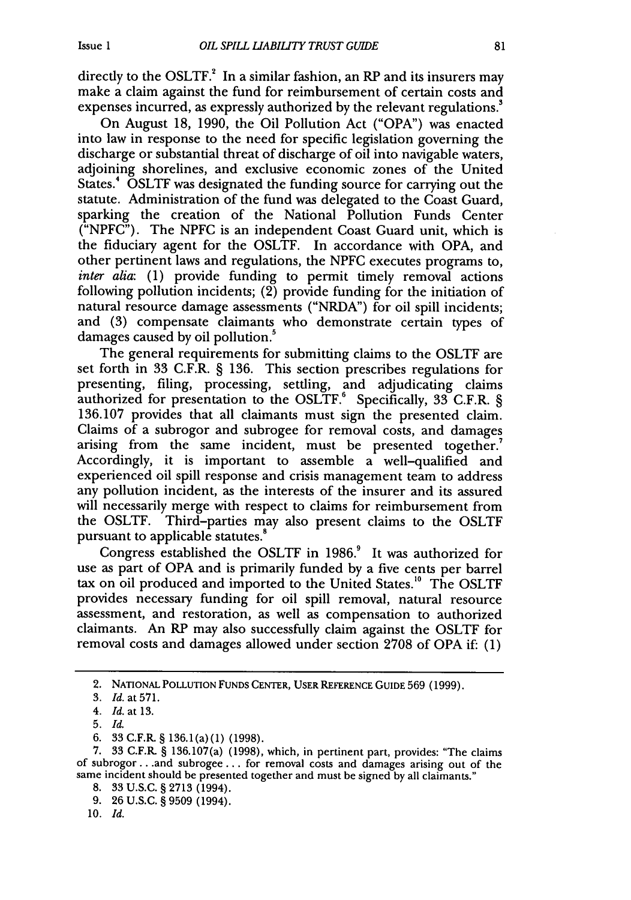directly to the OSLTF.[2] In a similar fashion, an RP and its insurers may make a claim against the fund for reimbursement of certain costs and expenses incurred, as expressly authorized by the relevant regulations.[3]

On August 18, 1990, the Oil Pollution Act ("OPA") was enacted into law in response to the need for specific legislation governing the discharge or substantial threat of discharge of oil into navigable waters, adjoining shorelines, and exclusive economic zones of the United States.[4] OSLTF was designated the funding source for carrying out the statute. Administration of the fund was delegated to the Coast Guard, sparking the creation of the National Pollution Funds Center ("NPFC"). The NPFC is an independent Coast Guard unit, which is the fiduciary agent for the OSLTF. In accordance with OPA, and other pertinent laws and regulations, the NPFC executes programs to, *inter alia*: (1) provide funding to permit timely removal actions following pollution incidents; (2) provide funding for the initiation of natural resource damage assessments ("NRDA") for oil spill incidents; and (3) compensate claimants who demonstrate certain types of damages caused by oil pollution.[5]

The general requirements for submitting claims to the OSLTF are set forth in 33 C.F.R. § 136. This section prescribes regulations for presenting, filing, processing, settling, and adjudicating claims authorized for presentation to the OSLTF.[6] Specifically, 33 C.F.R. § 136.107 provides that all claimants must sign the presented claim. Claims of a subrogor and subrogee for removal costs, and damages arising from the same incident, must be presented together.[7] Accordingly, it is important to assemble a well-qualified and experienced oil spill response and crisis management team to address any pollution incident, as the interests of the insurer and its assured will necessarily merge with respect to claims for reimbursement from the OSLTF. Third-parties may also present claims to the OSLTF pursuant to applicable statutes.[8]

Congress established the OSLTF in 1986.[9] It was authorized for use as part of OPA and is primarily funded by a five cents per barrel tax on oil produced and imported to the United States.[10] The OSLTF provides necessary funding for oil spill removal, natural resource assessment, and restoration, as well as compensation to authorized claimants. An RP may also successfully claim against the OSLTF for removal costs and damages allowed under section 2708 of OPA if: (1)

---

2. NATIONAL POLLUTION FUNDS CENTER, USER REFERENCE GUIDE 569 (1999).

3. *Id.* at 571.

4. *Id.* at 13.

5. *Id.*

6. 33 C.F.R. § 136.1(a)(1) (1998).

7. 33 C.F.R. § 136.107(a) (1998), which, in pertinent part, provides: "The claims of subrogor . . .and subrogee . . . for removal costs and damages arising out of the same incident should be presented together and must be signed by all claimants."

8. 33 U.S.C. § 2713 (1994).

9. 26 U.S.C. § 9509 (1994).

10. *Id.*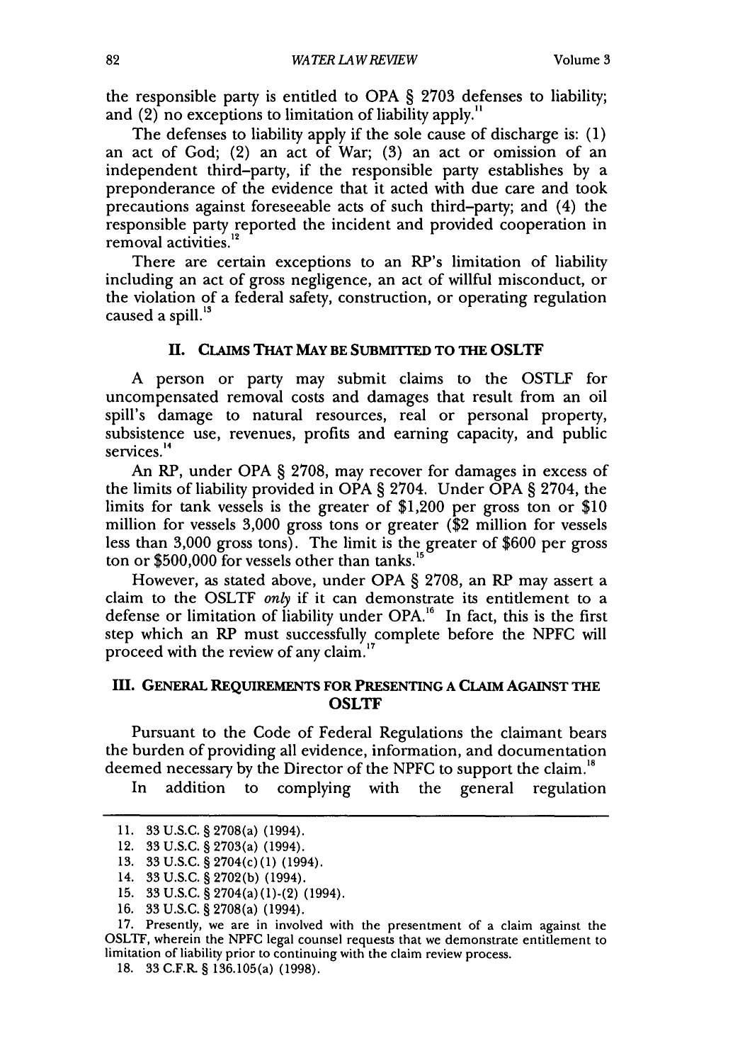the responsible party is entitled to OPA § 2703 defenses to liability; and (2) no exceptions to limitation of liability apply.[11]

The defenses to liability apply if the sole cause of discharge is: (1) an act of God; (2) an act of War; (3) an act or omission of an independent third–party, if the responsible party establishes by a preponderance of the evidence that it acted with due care and took precautions against foreseeable acts of such third–party; and (4) the responsible party reported the incident and provided cooperation in removal activities.[12]

There are certain exceptions to an RP's limitation of liability including an act of gross negligence, an act of willful misconduct, or the violation of a federal safety, construction, or operating regulation caused a spill.[13]

## II. CLAIMS THAT MAY BE SUBMITTED TO THE OSLTF

A person or party may submit claims to the OSTLF for uncompensated removal costs and damages that result from an oil spill's damage to natural resources, real or personal property, subsistence use, revenues, profits and earning capacity, and public services.[14]

An RP, under OPA § 2708, may recover for damages in excess of the limits of liability provided in OPA § 2704. Under OPA § 2704, the limits for tank vessels is the greater of $1,200 per gross ton or $10 million for vessels 3,000 gross tons or greater ($2 million for vessels less than 3,000 gross tons). The limit is the greater of $600 per gross ton or $500,000 for vessels other than tanks.[15]

However, as stated above, under OPA § 2708, an RP may assert a claim to the OSLTF *only* if it can demonstrate its entitlement to a defense or limitation of liability under OPA.[16] In fact, this is the first step which an RP must successfully complete before the NPFC will proceed with the review of any claim.[17]

## III. GENERAL REQUIREMENTS FOR PRESENTING A CLAIM AGAINST THE OSLTF

Pursuant to the Code of Federal Regulations the claimant bears the burden of providing all evidence, information, and documentation deemed necessary by the Director of the NPFC to support the claim.[18]

In addition to complying with the general regulation

---

11. 33 U.S.C. § 2708(a) (1994).
12. 33 U.S.C. § 2703(a) (1994).
13. 33 U.S.C. § 2704(c)(1) (1994).
14. 33 U.S.C. § 2702(b) (1994).
15. 33 U.S.C. § 2704(a)(1)-(2) (1994).
16. 33 U.S.C. § 2708(a) (1994).
17. Presently, we are in involved with the presentment of a claim against the OSLTF, wherein the NPFC legal counsel requests that we demonstrate entitlement to limitation of liability prior to continuing with the claim review process.
18. 33 C.F.R. § 136.105(a) (1998).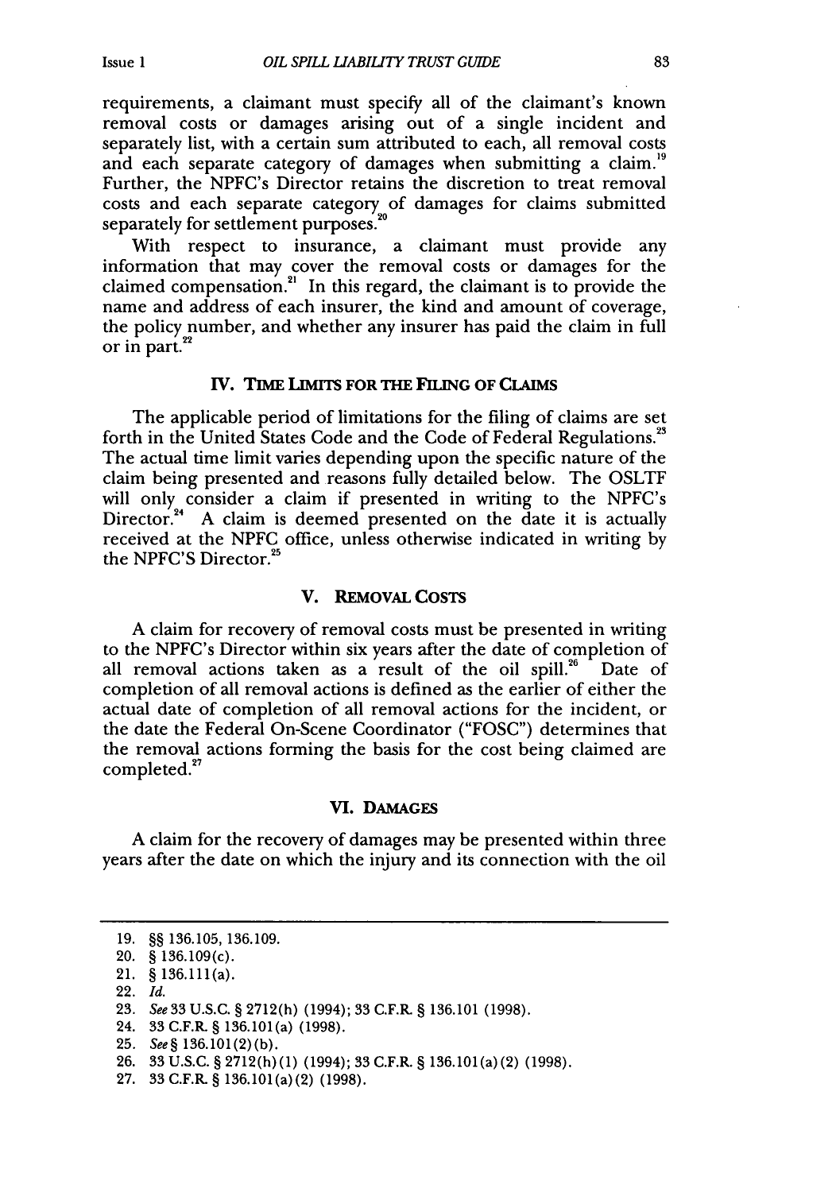requirements, a claimant must specify all of the claimant's known removal costs or damages arising out of a single incident and separately list, with a certain sum attributed to each, all removal costs and each separate category of damages when submitting a claim.[19] Further, the NPFC's Director retains the discretion to treat removal costs and each separate category of damages for claims submitted separately for settlement purposes.[20]

With respect to insurance, a claimant must provide any information that may cover the removal costs or damages for the claimed compensation.[21] In this regard, the claimant is to provide the name and address of each insurer, the kind and amount of coverage, the policy number, and whether any insurer has paid the claim in full or in part.[22]

## IV. TIME LIMITS FOR THE FILING OF CLAIMS

The applicable period of limitations for the filing of claims are set forth in the United States Code and the Code of Federal Regulations.[23] The actual time limit varies depending upon the specific nature of the claim being presented and reasons fully detailed below. The OSLTF will only consider a claim if presented in writing to the NPFC's Director.[24] A claim is deemed presented on the date it is actually received at the NPFC office, unless otherwise indicated in writing by the NPFC'S Director.[25]

## V. REMOVAL COSTS

A claim for recovery of removal costs must be presented in writing to the NPFC's Director within six years after the date of completion of all removal actions taken as a result of the oil spill.[26] Date of completion of all removal actions is defined as the earlier of either the actual date of completion of all removal actions for the incident, or the date the Federal On-Scene Coordinator ("FOSC") determines that the removal actions forming the basis for the cost being claimed are completed.[27]

## VI. DAMAGES

A claim for the recovery of damages may be presented within three years after the date on which the injury and its connection with the oil

---

19. §§ 136.105, 136.109.
20. § 136.109(c).
21. § 136.111(a).
22. *Id.*
23. *See* 33 U.S.C. § 2712(h) (1994); 33 C.F.R. § 136.101 (1998).
24. 33 C.F.R. § 136.101(a) (1998).
25. *See* § 136.101(2)(b).
26. 33 U.S.C. § 2712(h)(1) (1994); 33 C.F.R. § 136.101(a)(2) (1998).
27. 33 C.F.R. § 136.101(a)(2) (1998).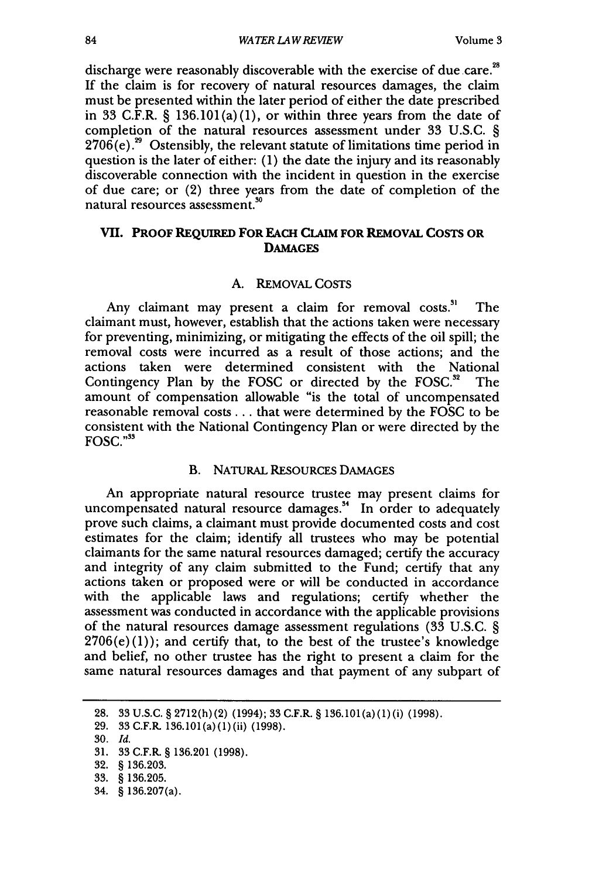discharge were reasonably discoverable with the exercise of due care.[28] If the claim is for recovery of natural resources damages, the claim must be presented within the later period of either the date prescribed in 33 C.F.R. § 136.101(a)(1), or within three years from the date of completion of the natural resources assessment under 33 U.S.C. § 2706(e).[29] Ostensibly, the relevant statute of limitations time period in question is the later of either: (1) the date the injury and its reasonably discoverable connection with the incident in question in the exercise of due care; or (2) three years from the date of completion of the natural resources assessment.[30]

## VII. PROOF REQUIRED FOR EACH CLAIM FOR REMOVAL COSTS OR DAMAGES

### A. REMOVAL COSTS

Any claimant may present a claim for removal costs.[31] The claimant must, however, establish that the actions taken were necessary for preventing, minimizing, or mitigating the effects of the oil spill; the removal costs were incurred as a result of those actions; and the actions taken were determined consistent with the National Contingency Plan by the FOSC or directed by the FOSC.[32] The amount of compensation allowable "is the total of uncompensated reasonable removal costs . . . that were determined by the FOSC to be consistent with the National Contingency Plan or were directed by the FOSC."[33]

### B. NATURAL RESOURCES DAMAGES

An appropriate natural resource trustee may present claims for uncompensated natural resource damages.[34] In order to adequately prove such claims, a claimant must provide documented costs and cost estimates for the claim; identify all trustees who may be potential claimants for the same natural resources damaged; certify the accuracy and integrity of any claim submitted to the Fund; certify that any actions taken or proposed were or will be conducted in accordance with the applicable laws and regulations; certify whether the assessment was conducted in accordance with the applicable provisions of the natural resources damage assessment regulations (33 U.S.C. § 2706(e)(1)); and certify that, to the best of the trustee's knowledge and belief, no other trustee has the right to present a claim for the same natural resources damages and that payment of any subpart of

---

28. 33 U.S.C. § 2712(h)(2) (1994); 33 C.F.R. § 136.101(a)(1)(i) (1998).
29. 33 C.F.R. 136.101(a)(1)(ii) (1998).
30. *Id.*
31. 33 C.F.R. § 136.201 (1998).
32. § 136.203.
33. § 136.205.
34. § 136.207(a).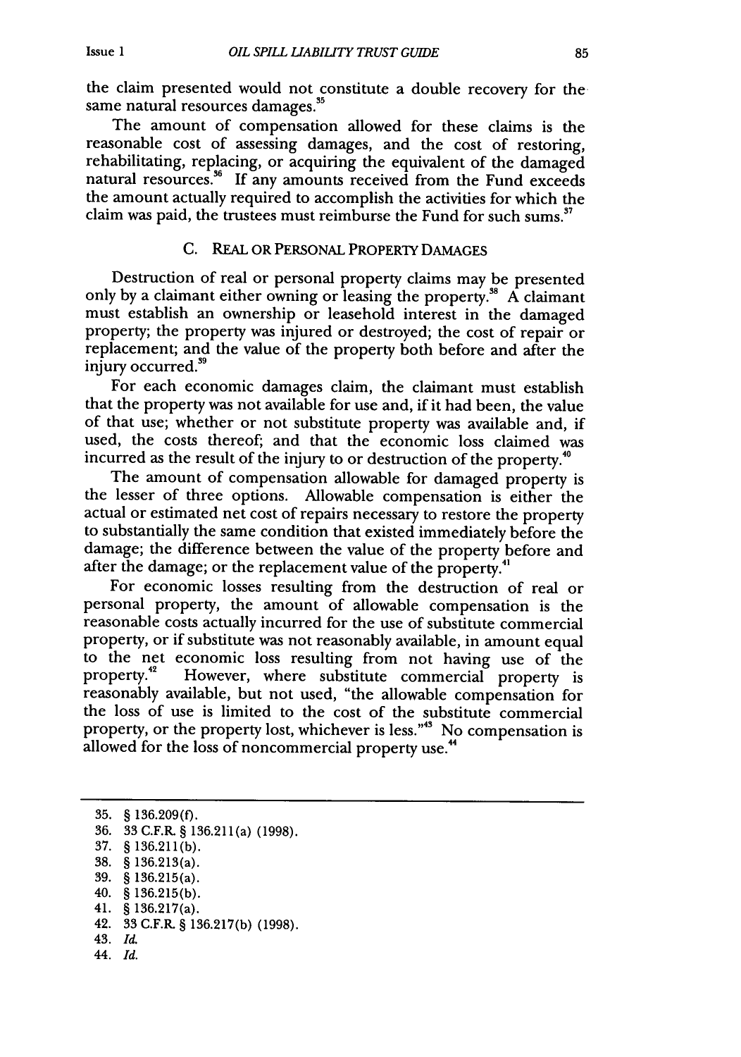the claim presented would not constitute a double recovery for the same natural resources damages.[35]

The amount of compensation allowed for these claims is the reasonable cost of assessing damages, and the cost of restoring, rehabilitating, replacing, or acquiring the equivalent of the damaged natural resources.[36] If any amounts received from the Fund exceeds the amount actually required to accomplish the activities for which the claim was paid, the trustees must reimburse the Fund for such sums.[37]

### C. REAL OR PERSONAL PROPERTY DAMAGES

Destruction of real or personal property claims may be presented only by a claimant either owning or leasing the property.[38] A claimant must establish an ownership or leasehold interest in the damaged property; the property was injured or destroyed; the cost of repair or replacement; and the value of the property both before and after the injury occurred.[39]

For each economic damages claim, the claimant must establish that the property was not available for use and, if it had been, the value of that use; whether or not substitute property was available and, if used, the costs thereof; and that the economic loss claimed was incurred as the result of the injury to or destruction of the property.[40]

The amount of compensation allowable for damaged property is the lesser of three options. Allowable compensation is either the actual or estimated net cost of repairs necessary to restore the property to substantially the same condition that existed immediately before the damage; the difference between the value of the property before and after the damage; or the replacement value of the property.[41]

For economic losses resulting from the destruction of real or personal property, the amount of allowable compensation is the reasonable costs actually incurred for the use of substitute commercial property, or if substitute was not reasonably available, in amount equal to the net economic loss resulting from not having use of the property.[42] However, where substitute commercial property is reasonably available, but not used, "the allowable compensation for the loss of use is limited to the cost of the substitute commercial property, or the property lost, whichever is less."[43] No compensation is allowed for the loss of noncommercial property use.[44]

---

35. § 136.209(f).
36. 33 C.F.R. § 136.211(a) (1998).
37. § 136.211(b).
38. § 136.213(a).
39. § 136.215(a).
40. § 136.215(b).
41. § 136.217(a).
42. 33 C.F.R. § 136.217(b) (1998).
43. *Id.*
44. *Id.*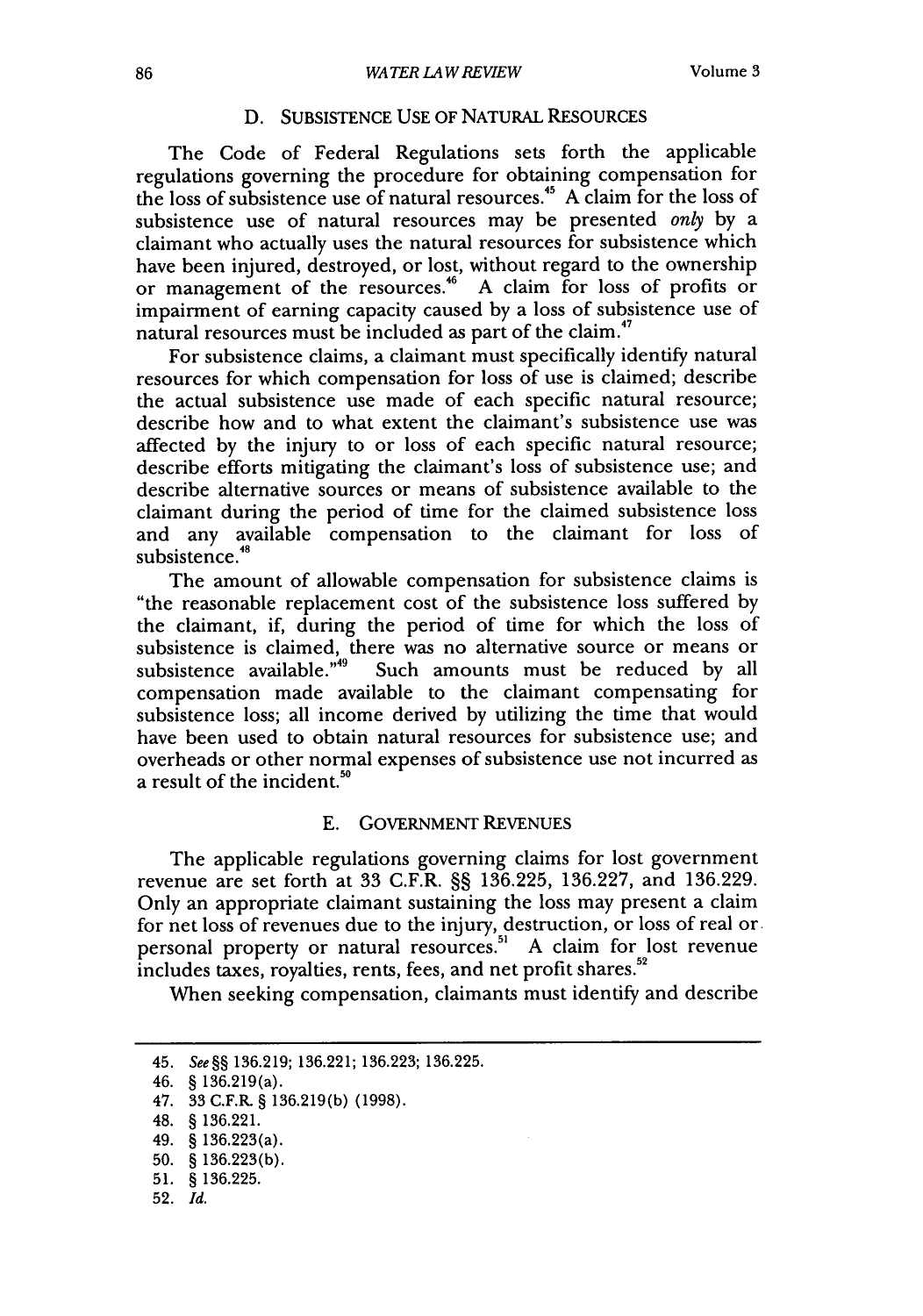### D. SUBSISTENCE USE OF NATURAL RESOURCES

The Code of Federal Regulations sets forth the applicable regulations governing the procedure for obtaining compensation for the loss of subsistence use of natural resources.[45] A claim for the loss of subsistence use of natural resources may be presented *only* by a claimant who actually uses the natural resources for subsistence which have been injured, destroyed, or lost, without regard to the ownership or management of the resources.[46] A claim for loss of profits or impairment of earning capacity caused by a loss of subsistence use of natural resources must be included as part of the claim.[47]

For subsistence claims, a claimant must specifically identify natural resources for which compensation for loss of use is claimed; describe the actual subsistence use made of each specific natural resource; describe how and to what extent the claimant's subsistence use was affected by the injury to or loss of each specific natural resource; describe efforts mitigating the claimant's loss of subsistence use; and describe alternative sources or means of subsistence available to the claimant during the period of time for the claimed subsistence loss and any available compensation to the claimant for loss of subsistence.[48]

The amount of allowable compensation for subsistence claims is "the reasonable replacement cost of the subsistence loss suffered by the claimant, if, during the period of time for which the loss of subsistence is claimed, there was no alternative source or means or subsistence available."[49] Such amounts must be reduced by all compensation made available to the claimant compensating for subsistence loss; all income derived by utilizing the time that would have been used to obtain natural resources for subsistence use; and overheads or other normal expenses of subsistence use not incurred as a result of the incident.[50]

### E. GOVERNMENT REVENUES

The applicable regulations governing claims for lost government revenue are set forth at 33 C.F.R. §§ 136.225, 136.227, and 136.229. Only an appropriate claimant sustaining the loss may present a claim for net loss of revenues due to the injury, destruction, or loss of real or personal property or natural resources.[51] A claim for lost revenue includes taxes, royalties, rents, fees, and net profit shares.[52]

When seeking compensation, claimants must identify and describe

---

45. *See* §§ 136.219; 136.221; 136.223; 136.225.
46. § 136.219(a).
47. 33 C.F.R. § 136.219(b) (1998).
48. § 136.221.
49. § 136.223(a).
50. § 136.223(b).
51. § 136.225.
52. *Id.*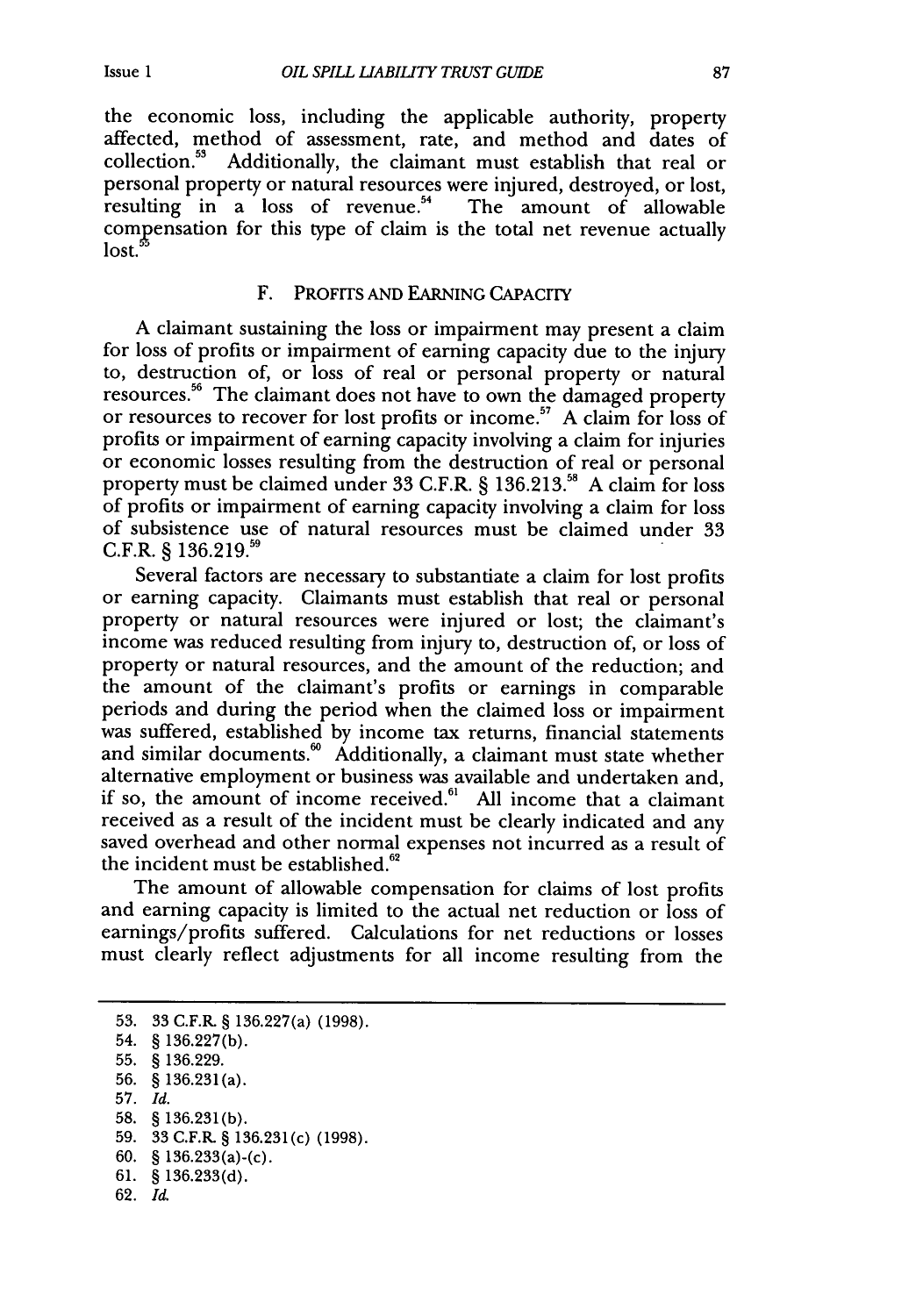the economic loss, including the applicable authority, property affected, method of assessment, rate, and method and dates of collection.[53] Additionally, the claimant must establish that real or personal property or natural resources were injured, destroyed, or lost, resulting in a loss of revenue.[54] The amount of allowable compensation for this type of claim is the total net revenue actually lost.[55]

### F. PROFITS AND EARNING CAPACITY

A claimant sustaining the loss or impairment may present a claim for loss of profits or impairment of earning capacity due to the injury to, destruction of, or loss of real or personal property or natural resources.[56] The claimant does not have to own the damaged property or resources to recover for lost profits or income.[57] A claim for loss of profits or impairment of earning capacity involving a claim for injuries or economic losses resulting from the destruction of real or personal property must be claimed under 33 C.F.R. § 136.213.[58] A claim for loss of profits or impairment of earning capacity involving a claim for loss of subsistence use of natural resources must be claimed under 33 C.F.R. § 136.219.[59]

Several factors are necessary to substantiate a claim for lost profits or earning capacity. Claimants must establish that real or personal property or natural resources were injured or lost; the claimant's income was reduced resulting from injury to, destruction of, or loss of property or natural resources, and the amount of the reduction; and the amount of the claimant's profits or earnings in comparable periods and during the period when the claimed loss or impairment was suffered, established by income tax returns, financial statements and similar documents.[60] Additionally, a claimant must state whether alternative employment or business was available and undertaken and, if so, the amount of income received.[61] All income that a claimant received as a result of the incident must be clearly indicated and any saved overhead and other normal expenses not incurred as a result of the incident must be established.[62]

The amount of allowable compensation for claims of lost profits and earning capacity is limited to the actual net reduction or loss of earnings/profits suffered. Calculations for net reductions or losses must clearly reflect adjustments for all income resulting from the

---

53. 33 C.F.R. § 136.227(a) (1998).
54. § 136.227(b).
55. § 136.229.
56. § 136.231(a).
57. *Id.*
58. § 136.231(b).
59. 33 C.F.R. § 136.231(c) (1998).
60. § 136.233(a)-(c).
61. § 136.233(d).
62. *Id.*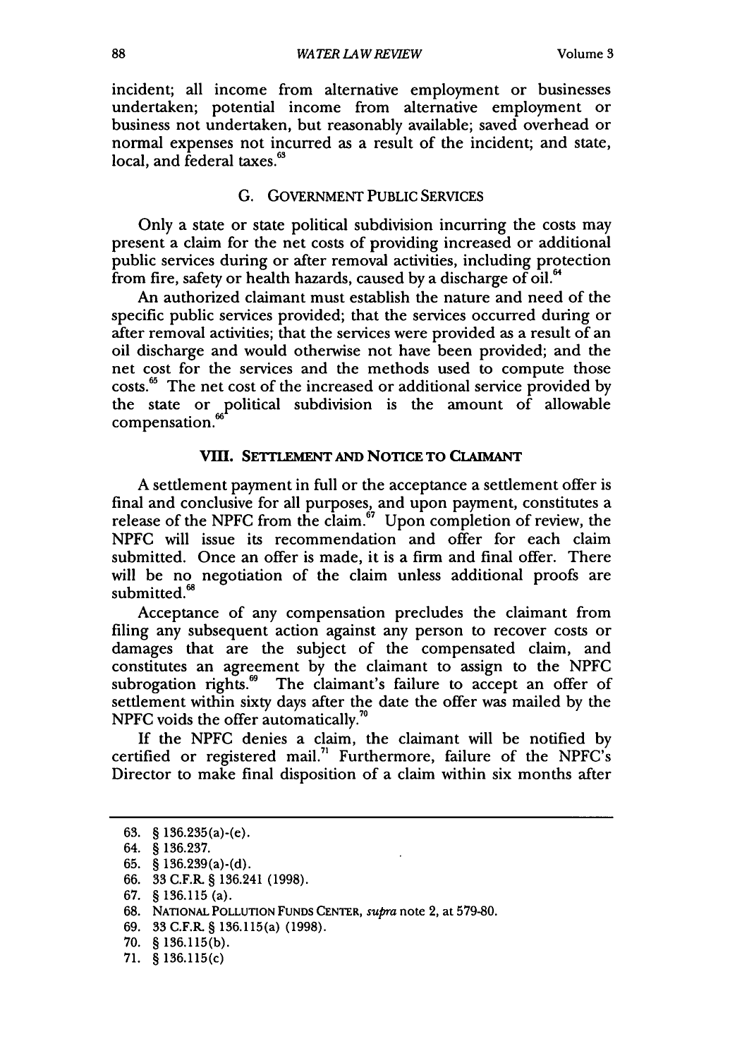incident; all income from alternative employment or businesses undertaken; potential income from alternative employment or business not undertaken, but reasonably available; saved overhead or normal expenses not incurred as a result of the incident; and state, local, and federal taxes.[63]

### G. GOVERNMENT PUBLIC SERVICES

Only a state or state political subdivision incurring the costs may present a claim for the net costs of providing increased or additional public services during or after removal activities, including protection from fire, safety or health hazards, caused by a discharge of oil.[64]

An authorized claimant must establish the nature and need of the specific public services provided; that the services occurred during or after removal activities; that the services were provided as a result of an oil discharge and would otherwise not have been provided; and the net cost for the services and the methods used to compute those costs.[65] The net cost of the increased or additional service provided by the state or political subdivision is the amount of allowable compensation.[66]

## VIII. SETTLEMENT AND NOTICE TO CLAIMANT

A settlement payment in full or the acceptance a settlement offer is final and conclusive for all purposes, and upon payment, constitutes a release of the NPFC from the claim.[67] Upon completion of review, the NPFC will issue its recommendation and offer for each claim submitted. Once an offer is made, it is a firm and final offer. There will be no negotiation of the claim unless additional proofs are submitted.[68]

Acceptance of any compensation precludes the claimant from filing any subsequent action against any person to recover costs or damages that are the subject of the compensated claim, and constitutes an agreement by the claimant to assign to the NPFC subrogation rights.[69] The claimant's failure to accept an offer of settlement within sixty days after the date the offer was mailed by the NPFC voids the offer automatically.[70]

If the NPFC denies a claim, the claimant will be notified by certified or registered mail.[71] Furthermore, failure of the NPFC's Director to make final disposition of a claim within six months after

---

63. § 136.235(a)-(e).
64. § 136.237.
65. § 136.239(a)-(d).
66. 33 C.F.R. § 136.241 (1998).
67. § 136.115 (a).
68. NATIONAL POLLUTION FUNDS CENTER, *supra* note 2, at 579-80.
69. 33 C.F.R. § 136.115(a) (1998).
70. § 136.115(b).
71. § 136.115(c)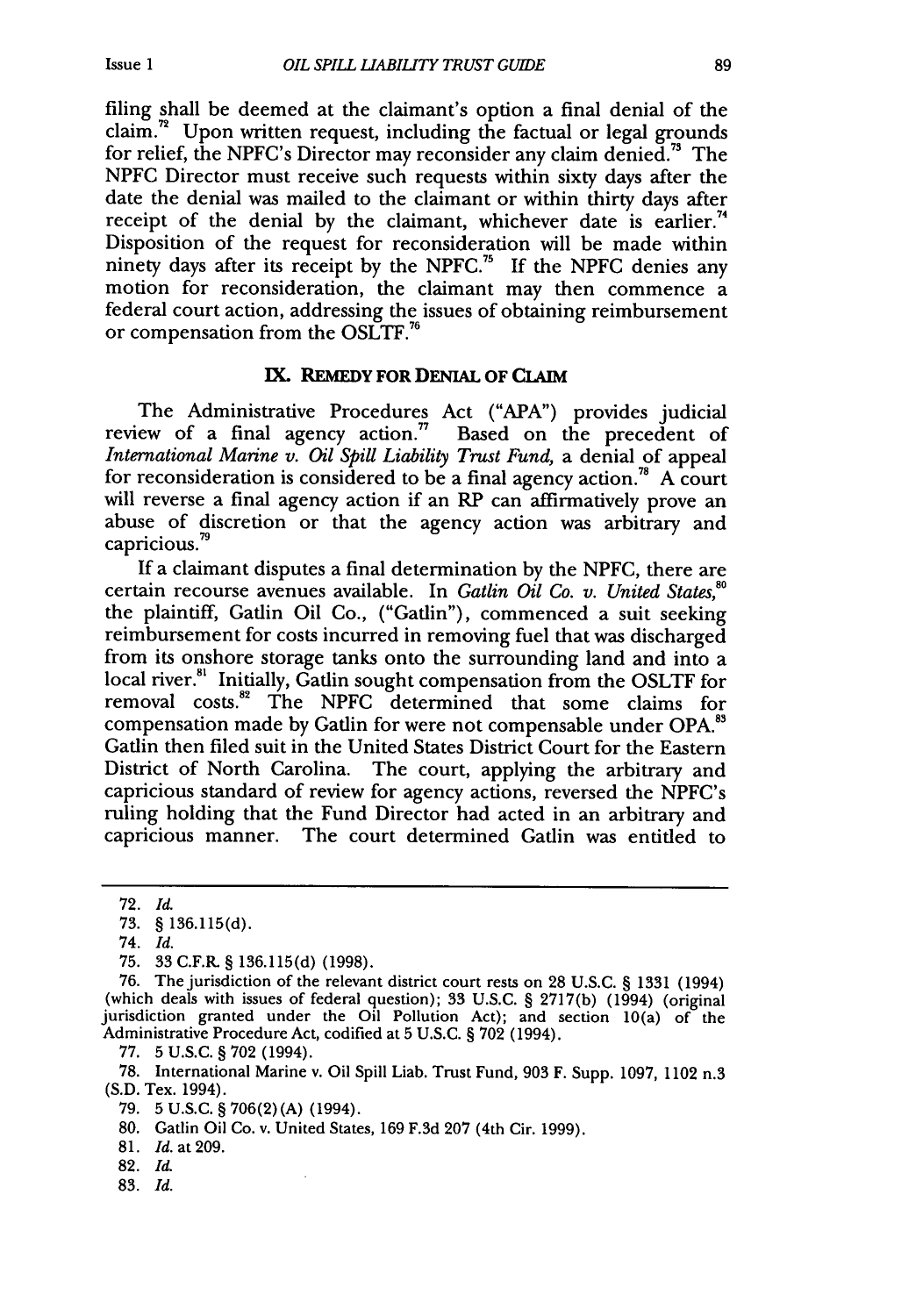filing shall be deemed at the claimant's option a final denial of the claim.[72] Upon written request, including the factual or legal grounds for relief, the NPFC's Director may reconsider any claim denied.[73] The NPFC Director must receive such requests within sixty days after the date the denial was mailed to the claimant or within thirty days after receipt of the denial by the claimant, whichever date is earlier.[74] Disposition of the request for reconsideration will be made within ninety days after its receipt by the NPFC.[75] If the NPFC denies any motion for reconsideration, the claimant may then commence a federal court action, addressing the issues of obtaining reimbursement or compensation from the OSLTF.[76]

## IX. REMEDY FOR DENIAL OF CLAIM

The Administrative Procedures Act ("APA") provides judicial review of a final agency action.[77] Based on the precedent of *International Marine v. Oil Spill Liability Trust Fund*, a denial of appeal for reconsideration is considered to be a final agency action.[78] A court will reverse a final agency action if an RP can affirmatively prove an abuse of discretion or that the agency action was arbitrary and capricious.[79]

If a claimant disputes a final determination by the NPFC, there are certain recourse avenues available. In *Gatlin Oil Co. v. United States*,[80] the plaintiff, Gatlin Oil Co., ("Gatlin"), commenced a suit seeking reimbursement for costs incurred in removing fuel that was discharged from its onshore storage tanks onto the surrounding land and into a local river.[81] Initially, Gatlin sought compensation from the OSLTF for removal costs.[82] The NPFC determined that some claims for compensation made by Gatlin for were not compensable under OPA.[83] Gatlin then filed suit in the United States District Court for the Eastern District of North Carolina. The court, applying the arbitrary and capricious standard of review for agency actions, reversed the NPFC's ruling holding that the Fund Director had acted in an arbitrary and capricious manner. The court determined Gatlin was entitled to

---

72. *Id.*

73. § 136.115(d).

74. *Id.*

75. 33 C.F.R. § 136.115(d) (1998).

76. The jurisdiction of the relevant district court rests on 28 U.S.C. § 1331 (1994) (which deals with issues of federal question); 33 U.S.C. § 2717(b) (1994) (original jurisdiction granted under the Oil Pollution Act); and section 10(a) of the Administrative Procedure Act, codified at 5 U.S.C. § 702 (1994).

77. 5 U.S.C. § 702 (1994).

78. International Marine v. Oil Spill Liab. Trust Fund, 903 F. Supp. 1097, 1102 n.3 (S.D. Tex. 1994).

79. 5 U.S.C. § 706(2)(A) (1994).

80. Gatlin Oil Co. v. United States, 169 F.3d 207 (4th Cir. 1999).

81. *Id.* at 209.

82. *Id.*

83. *Id.*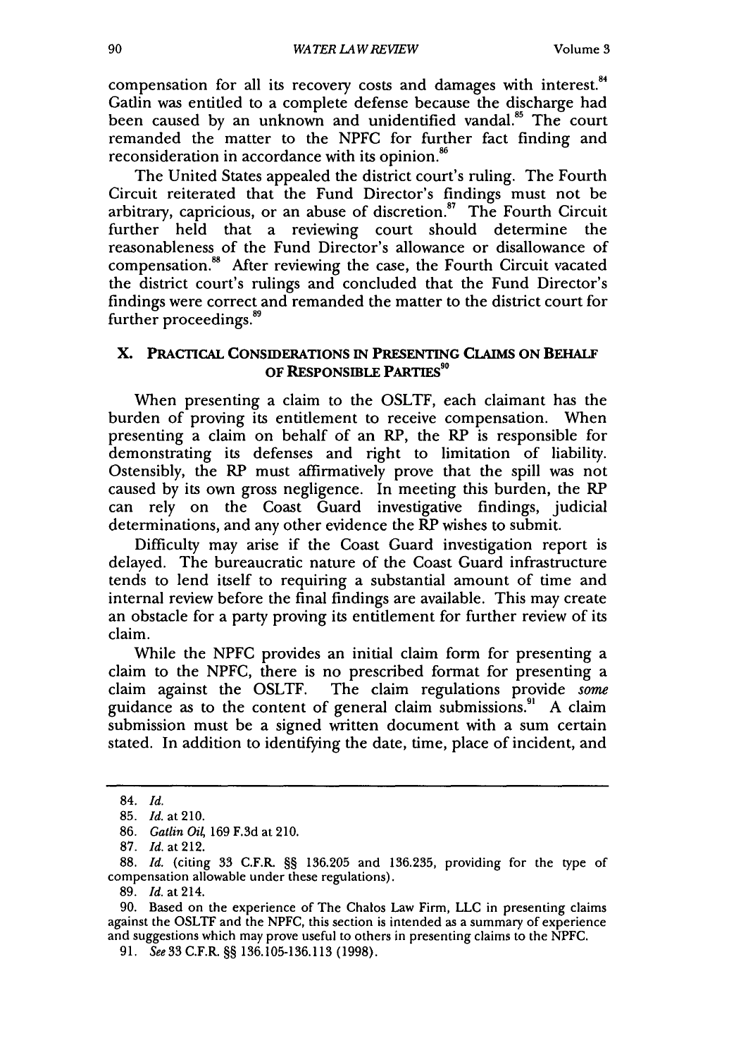compensation for all its recovery costs and damages with interest.[84] Gatlin was entitled to a complete defense because the discharge had been caused by an unknown and unidentified vandal.[85] The court remanded the matter to the NPFC for further fact finding and reconsideration in accordance with its opinion.[86]

The United States appealed the district court's ruling. The Fourth Circuit reiterated that the Fund Director's findings must not be arbitrary, capricious, or an abuse of discretion.[87] The Fourth Circuit further held that a reviewing court should determine the reasonableness of the Fund Director's allowance or disallowance of compensation.[88] After reviewing the case, the Fourth Circuit vacated the district court's rulings and concluded that the Fund Director's findings were correct and remanded the matter to the district court for further proceedings.[89]

## X. PRACTICAL CONSIDERATIONS IN PRESENTING CLAIMS ON BEHALF OF RESPONSIBLE PARTIES[90]

When presenting a claim to the OSLTF, each claimant has the burden of proving its entitlement to receive compensation. When presenting a claim on behalf of an RP, the RP is responsible for demonstrating its defenses and right to limitation of liability. Ostensibly, the RP must affirmatively prove that the spill was not caused by its own gross negligence. In meeting this burden, the RP can rely on the Coast Guard investigative findings, judicial determinations, and any other evidence the RP wishes to submit.

Difficulty may arise if the Coast Guard investigation report is delayed. The bureaucratic nature of the Coast Guard infrastructure tends to lend itself to requiring a substantial amount of time and internal review before the final findings are available. This may create an obstacle for a party proving its entitlement for further review of its claim.

While the NPFC provides an initial claim form for presenting a claim to the NPFC, there is no prescribed format for presenting a claim against the OSLTF. The claim regulations provide *some* guidance as to the content of general claim submissions.[91] A claim submission must be a signed written document with a sum certain stated. In addition to identifying the date, time, place of incident, and

---

84. *Id.*

85. *Id.* at 210.

86. *Gatlin Oil*, 169 F.3d at 210.

87. *Id.* at 212.

88. *Id.* (citing 33 C.F.R. §§ 136.205 and 136.235, providing for the type of compensation allowable under these regulations).

89. *Id.* at 214.

90. Based on the experience of The Chalos Law Firm, LLC in presenting claims against the OSLTF and the NPFC, this section is intended as a summary of experience and suggestions which may prove useful to others in presenting claims to the NPFC.

91. *See* 33 C.F.R. §§ 136.105-136.113 (1998).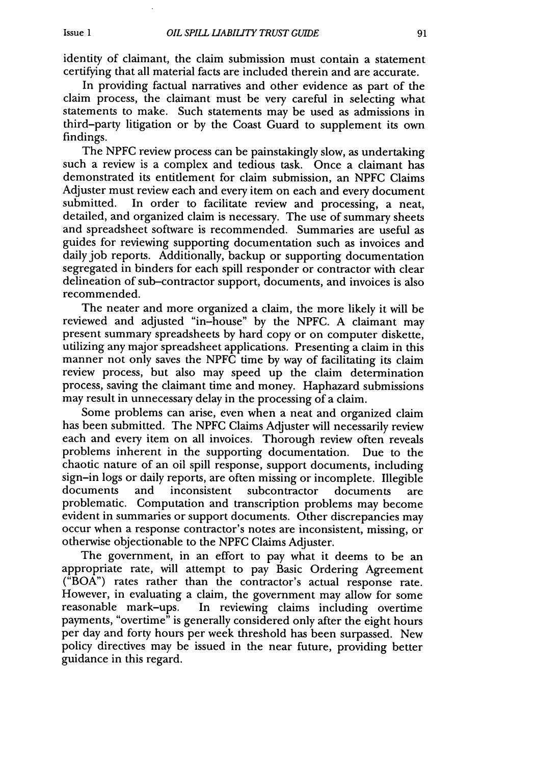identity of claimant, the claim submission must contain a statement certifying that all material facts are included therein and are accurate.

In providing factual narratives and other evidence as part of the claim process, the claimant must be very careful in selecting what statements to make. Such statements may be used as admissions in third-party litigation or by the Coast Guard to supplement its own findings.

The NPFC review process can be painstakingly slow, as undertaking such a review is a complex and tedious task. Once a claimant has demonstrated its entitlement for claim submission, an NPFC Claims Adjuster must review each and every item on each and every document submitted. In order to facilitate review and processing, a neat, detailed, and organized claim is necessary. The use of summary sheets and spreadsheet software is recommended. Summaries are useful as guides for reviewing supporting documentation such as invoices and daily job reports. Additionally, backup or supporting documentation segregated in binders for each spill responder or contractor with clear delineation of sub-contractor support, documents, and invoices is also recommended.

The neater and more organized a claim, the more likely it will be reviewed and adjusted "in-house" by the NPFC. A claimant may present summary spreadsheets by hard copy or on computer diskette, utilizing any major spreadsheet applications. Presenting a claim in this manner not only saves the NPFC time by way of facilitating its claim review process, but also may speed up the claim determination process, saving the claimant time and money. Haphazard submissions may result in unnecessary delay in the processing of a claim.

Some problems can arise, even when a neat and organized claim has been submitted. The NPFC Claims Adjuster will necessarily review each and every item on all invoices. Thorough review often reveals problems inherent in the supporting documentation. Due to the chaotic nature of an oil spill response, support documents, including sign-in logs or daily reports, are often missing or incomplete. Illegible documents and inconsistent subcontractor documents are problematic. Computation and transcription problems may become evident in summaries or support documents. Other discrepancies may occur when a response contractor's notes are inconsistent, missing, or otherwise objectionable to the NPFC Claims Adjuster.

The government, in an effort to pay what it deems to be an appropriate rate, will attempt to pay Basic Ordering Agreement ("BOA") rates rather than the contractor's actual response rate. However, in evaluating a claim, the government may allow for some reasonable mark-ups. In reviewing claims including overtime payments, "overtime" is generally considered only after the eight hours per day and forty hours per week threshold has been surpassed. New policy directives may be issued in the near future, providing better guidance in this regard.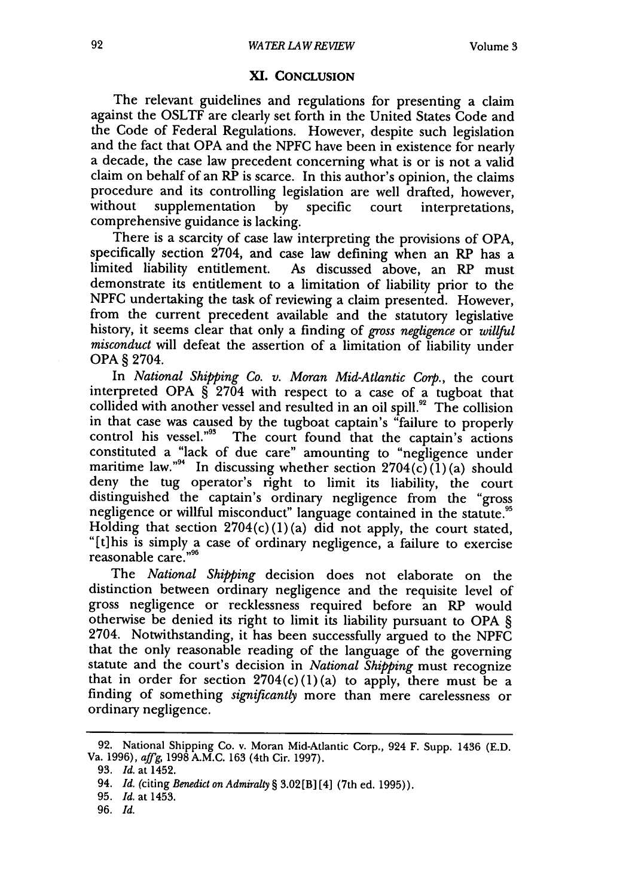## XI. CONCLUSION

The relevant guidelines and regulations for presenting a claim against the OSLTF are clearly set forth in the United States Code and the Code of Federal Regulations. However, despite such legislation and the fact that OPA and the NPFC have been in existence for nearly a decade, the case law precedent concerning what is or is not a valid claim on behalf of an RP is scarce. In this author's opinion, the claims procedure and its controlling legislation are well drafted, however, without supplementation by specific court interpretations, comprehensive guidance is lacking.

There is a scarcity of case law interpreting the provisions of OPA, specifically section 2704, and case law defining when an RP has a limited liability entitlement. As discussed above, an RP must demonstrate its entitlement to a limitation of liability prior to the NPFC undertaking the task of reviewing a claim presented. However, from the current precedent available and the statutory legislative history, it seems clear that only a finding of *gross negligence* or *willful misconduct* will defeat the assertion of a limitation of liability under OPA § 2704.

In *National Shipping Co. v. Moran Mid-Atlantic Corp.*, the court interpreted OPA § 2704 with respect to a case of a tugboat that collided with another vessel and resulted in an oil spill.[92] The collision in that case was caused by the tugboat captain's "failure to properly control his vessel."[93] The court found that the captain's actions constituted a "lack of due care" amounting to "negligence under maritime law."[94] In discussing whether section 2704(c)(1)(a) should deny the tug operator's right to limit its liability, the court distinguished the captain's ordinary negligence from the "gross negligence or willful misconduct" language contained in the statute.[95] Holding that section 2704(c)(1)(a) did not apply, the court stated, "[t]his is simply a case of ordinary negligence, a failure to exercise reasonable care."[96]

The *National Shipping* decision does not elaborate on the distinction between ordinary negligence and the requisite level of gross negligence or recklessness required before an RP would otherwise be denied its right to limit its liability pursuant to OPA § 2704. Notwithstanding, it has been successfully argued to the NPFC that the only reasonable reading of the language of the governing statute and the court's decision in *National Shipping* must recognize that in order for section 2704(c)(1)(a) to apply, there must be a finding of something *significantly* more than mere carelessness or ordinary negligence.

---

92. National Shipping Co. v. Moran Mid-Atlantic Corp., 924 F. Supp. 1436 (E.D. Va. 1996), *aff'g*, 1998 A.M.C. 163 (4th Cir. 1997).

93. *Id.* at 1452.

94. *Id.* (citing *Benedict on Admiralty* § 3.02[B][4] (7th ed. 1995)).

95. *Id.* at 1453.

96. *Id.*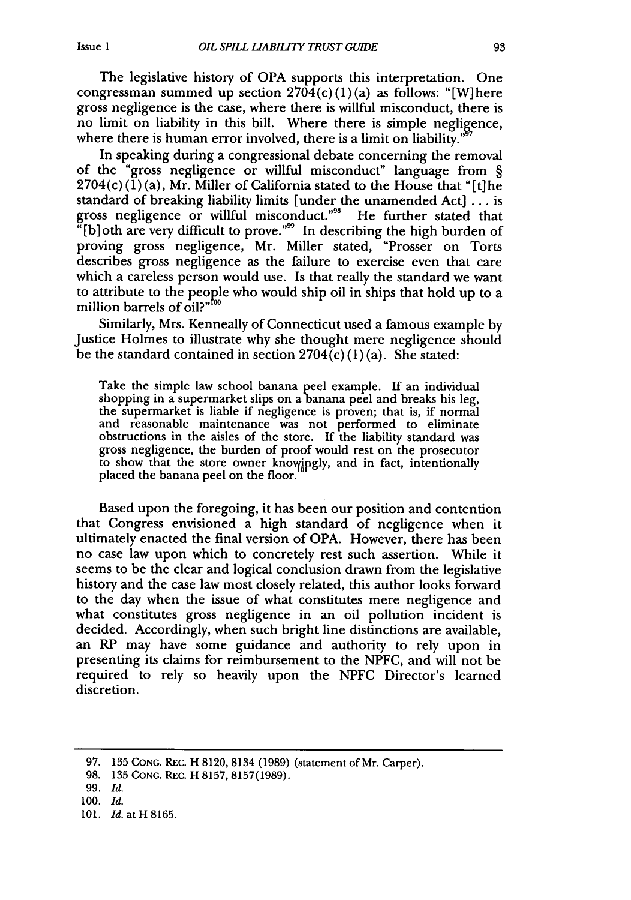The legislative history of OPA supports this interpretation. One congressman summed up section 2704(c)(1)(a) as follows: "[W]here gross negligence is the case, where there is willful misconduct, there is no limit on liability in this bill. Where there is simple negligence, where there is human error involved, there is a limit on liability."[97]

In speaking during a congressional debate concerning the removal of the "gross negligence or willful misconduct" language from § 2704(c)(1)(a), Mr. Miller of California stated to the House that "[t]he standard of breaking liability limits [under the unamended Act] . . . is gross negligence or willful misconduct."[98] He further stated that "[b]oth are very difficult to prove."[99] In describing the high burden of proving gross negligence, Mr. Miller stated, "Prosser on Torts describes gross negligence as the failure to exercise even that care which a careless person would use. Is that really the standard we want to attribute to the people who would ship oil in ships that hold up to a million barrels of oil?"[100]

Similarly, Mrs. Kenneally of Connecticut used a famous example by Justice Holmes to illustrate why she thought mere negligence should be the standard contained in section 2704(c)(1)(a). She stated:

> Take the simple law school banana peel example. If an individual shopping in a supermarket slips on a banana peel and breaks his leg, the supermarket is liable if negligence is proven; that is, if normal and reasonable maintenance was not performed to eliminate obstructions in the aisles of the store. If the liability standard was gross negligence, the burden of proof would rest on the prosecutor to show that the store owner knowingly, and in fact, intentionally placed the banana peel on the floor.[101]

Based upon the foregoing, it has been our position and contention that Congress envisioned a high standard of negligence when it ultimately enacted the final version of OPA. However, there has been no case law upon which to concretely rest such assertion. While it seems to be the clear and logical conclusion drawn from the legislative history and the case law most closely related, this author looks forward to the day when the issue of what constitutes mere negligence and what constitutes gross negligence in an oil pollution incident is decided. Accordingly, when such bright line distinctions are available, an RP may have some guidance and authority to rely upon in presenting its claims for reimbursement to the NPFC, and will not be required to rely so heavily upon the NPFC Director's learned discretion.

---

97. 135 CONG. REC. H 8120, 8134 (1989) (statement of Mr. Carper).

98. 135 CONG. REC. H 8157, 8157(1989).

99. *Id.*

100. *Id.*

101. *Id.* at H 8165.